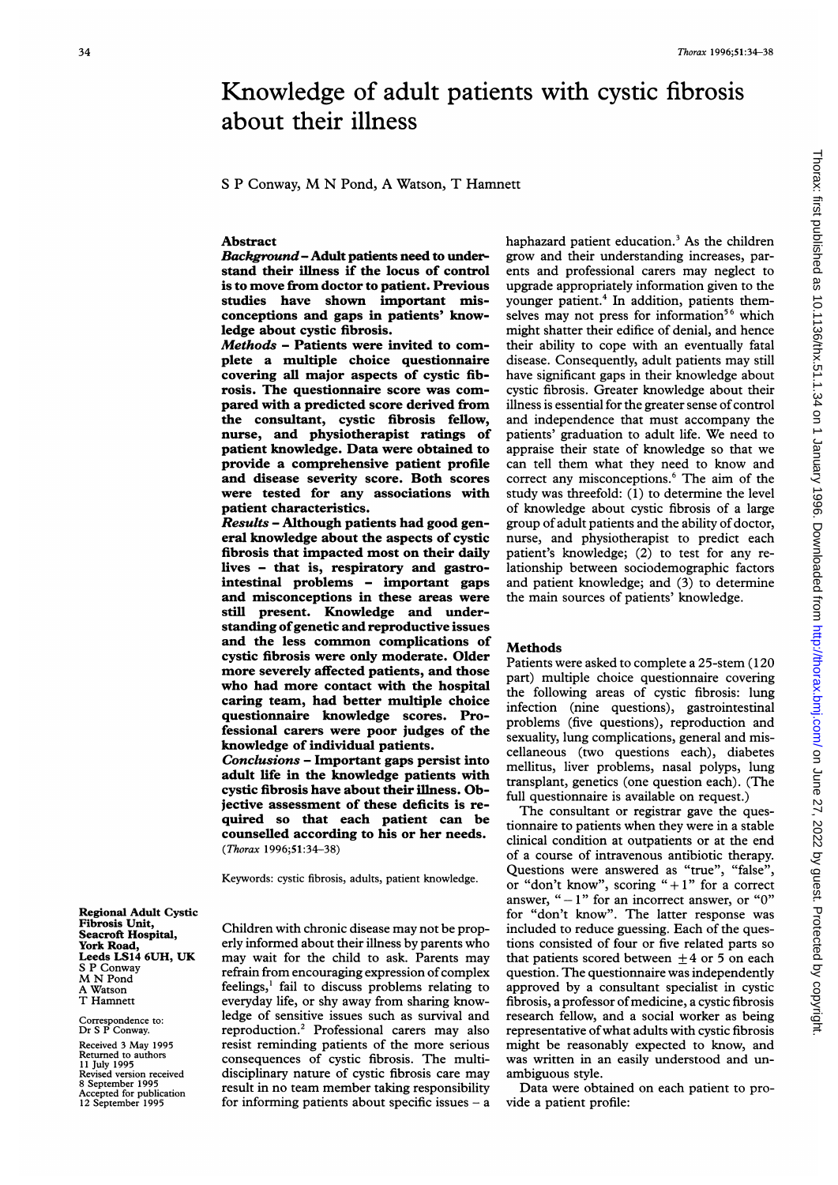# Knowledge of adult patients with cystic fibrosis about their illness

S P Conway, M N Pond, A Watson, T Hamnett

## Abstract

***Background*** – **Adult patients need to understand their illness if the locus of control is to move from doctor to patient. Previous studies have shown important misconceptions and gaps in patients' knowledge about cystic fibrosis.**

***Methods*** – **Patients were invited to complete a multiple choice questionnaire covering all major aspects of cystic fibrosis. The questionnaire score was compared with a predicted score derived from the consultant, cystic fibrosis fellow, nurse, and physiotherapist ratings of patient knowledge. Data were obtained to provide a comprehensive patient profile and disease severity score. Both scores were tested for any associations with patient characteristics.**

***Results*** – **Although patients had good general knowledge about the aspects of cystic fibrosis that impacted most on their daily lives – that is, respiratory and gastrointestinal problems – important gaps and misconceptions in these areas were still present. Knowledge and understanding of genetic and reproductive issues and the less common complications of cystic fibrosis were only moderate. Older more severely affected patients, and those who had more contact with the hospital caring team, had better multiple choice questionnaire knowledge scores. Professional carers were poor judges of the knowledge of individual patients.**

***Conclusions*** – **Important gaps persist into adult life in the knowledge patients with cystic fibrosis have about their illness. Objective assessment of these deficits is required so that each patient can be counselled according to his or her needs.**

(*Thorax* 1996;51:34–38)

Keywords: cystic fibrosis, adults, patient knowledge.

**Regional Adult Cystic Fibrosis Unit, Seacroft Hospital, York Road, Leeds LS14 6UH, UK**
S P Conway
M N Pond
A Watson
T Hamnett

Correspondence to: Dr S P Conway.

Received 3 May 1995
Returned to authors 11 July 1995
Revised version received 8 September 1995
Accepted for publication 12 September 1995

Children with chronic disease may not be properly informed about their illness by parents who may wait for the child to ask. Parents may refrain from encouraging expression of complex feelings,[1] fail to discuss problems relating to everyday life, or shy away from sharing knowledge of sensitive issues such as survival and reproduction.[2] Professional carers may also resist reminding patients of the more serious consequences of cystic fibrosis. The multidisciplinary nature of cystic fibrosis care may result in no team member taking responsibility for informing patients about specific issues – a haphazard patient education.[3] As the children grow and their understanding increases, parents and professional carers may neglect to upgrade appropriately information given to the younger patient.[4] In addition, patients themselves may not press for information[5,6] which might shatter their edifice of denial, and hence their ability to cope with an eventually fatal disease. Consequently, adult patients may still have significant gaps in their knowledge about cystic fibrosis. Greater knowledge about their illness is essential for the greater sense of control and independence that must accompany the patients' graduation to adult life. We need to appraise their state of knowledge so that we can tell them what they need to know and correct any misconceptions.[6] The aim of the study was threefold: (1) to determine the level of knowledge about cystic fibrosis of a large group of adult patients and the ability of doctor, nurse, and physiotherapist to predict each patient's knowledge; (2) to test for any relationship between sociodemographic factors and patient knowledge; and (3) to determine the main sources of patients' knowledge.

## Methods

Patients were asked to complete a 25-stem (120 part) multiple choice questionnaire covering the following areas of cystic fibrosis: lung infection (nine questions), gastrointestinal problems (five questions), reproduction and sexuality, lung complications, general and miscellaneous (two questions each), diabetes mellitus, liver problems, nasal polyps, lung transplant, genetics (one question each). (The full questionnaire is available on request.)

The consultant or registrar gave the questionnaire to patients when they were in a stable clinical condition at outpatients or at the end of a course of intravenous antibiotic therapy. Questions were answered as "true", "false", or "don't know", scoring "+1" for a correct answer, "−1" for an incorrect answer, or "0" for "don't know". The latter response was included to reduce guessing. Each of the questions consisted of four or five related parts so that patients scored between ±4 or 5 on each question. The questionnaire was independently approved by a consultant specialist in cystic fibrosis, a professor of medicine, a cystic fibrosis research fellow, and a social worker as being representative of what adults with cystic fibrosis might be reasonably expected to know, and was written in an easily understood and unambiguous style.

Data were obtained on each patient to provide a patient profile: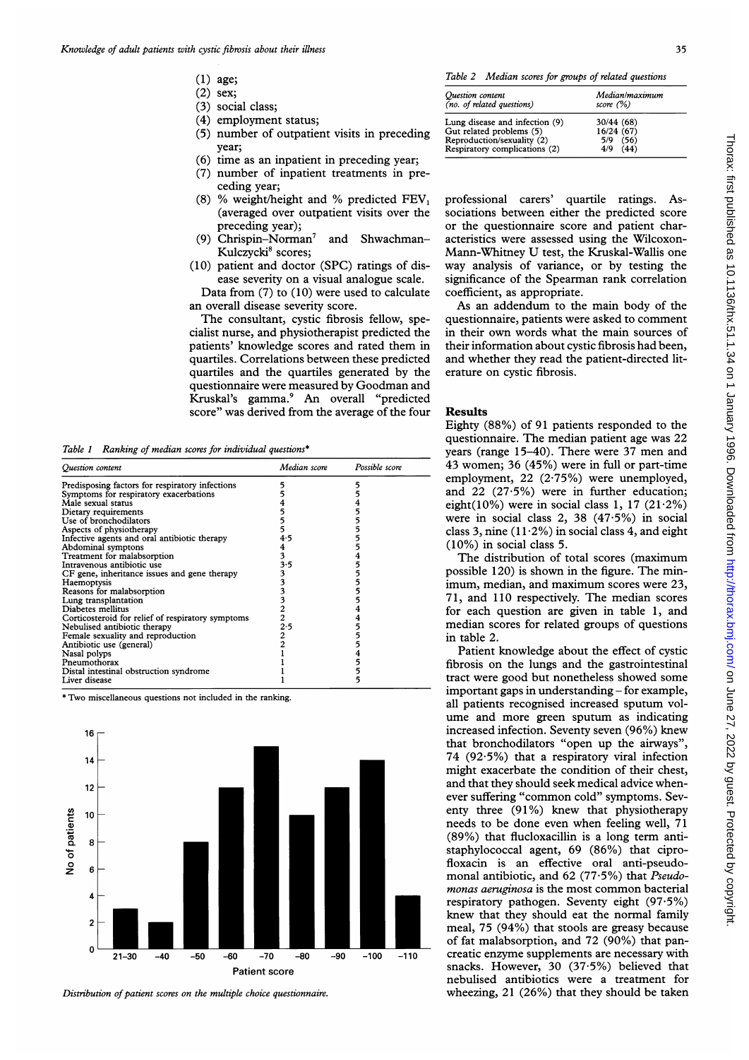(1) age;
(2) sex;
(3) social class;
(4) employment status;
(5) number of outpatient visits in preceding year;
(6) time as an inpatient in preceding year;
(7) number of inpatient treatments in preceding year;
(8) % weight/height and % predicted $FEV_1$ (averaged over outpatient visits over the preceding year);
(9) Chrispin–Norman[7] and Shwachman–Kulczycki[8] scores;
(10) patient and doctor (SPC) ratings of disease severity on a visual analogue scale.

Data from (7) to (10) were used to calculate an overall disease severity score.

The consultant, cystic fibrosis fellow, specialist nurse, and physiotherapist predicted the patients' knowledge scores and rated them in quartiles. Correlations between these predicted quartiles and the quartiles generated by the questionnaire were measured by Goodman and Kruskal's gamma.[9] An overall "predicted score" was derived from the average of the four professional carers' quartile ratings. Associations between either the predicted score or the questionnaire score and patient characteristics were assessed using the Wilcoxon-Mann-Whitney U test, the Kruskal-Wallis one way analysis of variance, or by testing the significance of the Spearman rank correlation coefficient, as appropriate.

As an addendum to the main body of the questionnaire, patients were asked to comment in their own words what the main sources of their information about cystic fibrosis had been, and whether they read the patient-directed literature on cystic fibrosis.

Table 1 Ranking of median scores for individual questions*

| Question content | Median score | Possible score |
|---|---|---|
| Predisposing factors for respiratory infections | 5 | 5 |
| Symptoms for respiratory exacerbations | 5 | 5 |
| Male sexual status | 4 | 4 |
| Dietary requirements | 5 | 5 |
| Use of bronchodilators | 5 | 5 |
| Aspects of physiotherapy | 5 | 5 |
| Infective agents and oral antibiotic therapy | 4·5 | 5 |
| Abdominal symptoms | 4 | 5 |
| Treatment for malabsorption | 3 | 4 |
| Intravenous antibiotic use | 3·5 | 5 |
| CF gene, inheritance issues and gene therapy | 3 | 5 |
| Haemoptysis | 3 | 5 |
| Reasons for malabsorption | 3 | 5 |
| Lung transplantation | 3 | 5 |
| Diabetes mellitus | 2 | 4 |
| Corticosteroid for relief of respiratory symptoms | 2 | 4 |
| Nebulised antibiotic therapy | 2·5 | 5 |
| Female sexuality and reproduction | 2 | 5 |
| Antibiotic use (general) | 2 | 5 |
| Nasal polyps | 1 | 4 |
| Pneumothorax | 1 | 5 |
| Distal intestinal obstruction syndrome | 1 | 5 |
| Liver disease | 1 | 5 |

\* Two miscellaneous questions not included in the ranking.

Distribution of patient scores on the multiple choice questionnaire.

Table 2 Median scores for groups of related questions

| Question content (no. of related questions) | Median/maximum score (%) |
|---|---|
| Lung disease and infection (9) | 30/44 (68) |
| Gut related problems (5) | 16/24 (67) |
| Reproduction/sexuality (2) | 5/9 (56) |
| Respiratory complications (2) | 4/9 (44) |

## Results

Eighty (88%) of 91 patients responded to the questionnaire. The median patient age was 22 years (range 15–40). There were 37 men and 43 women; 36 (45%) were in full or part-time employment, 22 (2·75%) were unemployed, and 22 (27·5%) were in further education; eight(10%) were in social class 1, 17 (21·2%) were in social class 2, 38 (47·5%) in social class 3, nine (11·2%) in social class 4, and eight (10%) in social class 5.

The distribution of total scores (maximum possible 120) is shown in the figure. The minimum, median, and maximum scores were 23, 71, and 110 respectively. The median scores for each question are given in table 1, and median scores for related groups of questions in table 2.

Patient knowledge about the effect of cystic fibrosis on the lungs and the gastrointestinal tract were good but nonetheless showed some important gaps in understanding – for example, all patients recognised increased sputum volume and more green sputum as indicating increased infection. Seventy seven (96%) knew that bronchodilators "open up the airways", 74 (92·5%) that a respiratory viral infection might exacerbate the condition of their chest, and that they should seek medical advice whenever suffering "common cold" symptoms. Seventy three (91%) knew that physiotherapy needs to be done even when feeling well, 71 (89%) that flucloxacillin is a long term antistaphylococcal agent, 69 (86%) that ciprofloxacin is an effective oral anti-pseudomonal antibiotic, and 62 (77·5%) that *Pseudomonas aeruginosa* is the most common bacterial respiratory pathogen. Seventy eight (97·5%) knew that they should eat the normal family meal, 75 (94%) that stools are greasy because of fat malabsorption, and 72 (90%) that pancreatic enzyme supplements are necessary with snacks. However, 30 (37·5%) believed that nebulised antibiotics were a treatment for wheezing, 21 (26%) that they should be taken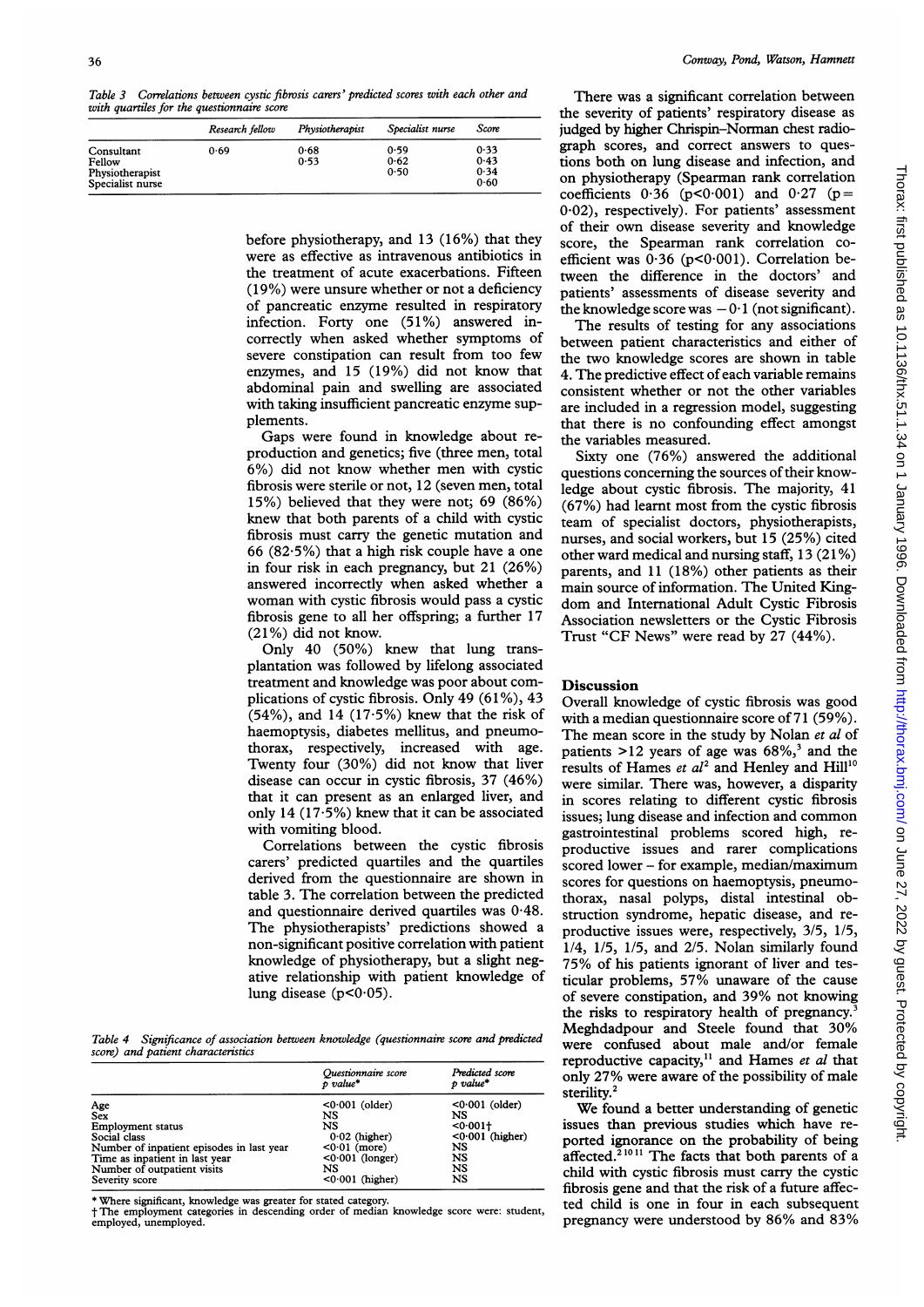Table 3 *Correlations between cystic fibrosis carers' predicted scores with each other and with quartiles for the questionnaire score*

| | Research fellow | Physiotherapist | Specialist nurse | Score |
|---|---|---|---|---|
| Consultant | 0·69 | 0·68 | 0·59 | 0·33 |
| Fellow | | 0·53 | 0·62 | 0·43 |
| Physiotherapist | | | 0·50 | 0·34 |
| Specialist nurse | | | | 0·60 |

before physiotherapy, and 13 (16%) that they were as effective as intravenous antibiotics in the treatment of acute exacerbations. Fifteen (19%) were unsure whether or not a deficiency of pancreatic enzyme resulted in respiratory infection. Forty one (51%) answered incorrectly when asked whether symptoms of severe constipation can result from too few enzymes, and 15 (19%) did not know that abdominal pain and swelling are associated with taking insufficient pancreatic enzyme supplements.

Gaps were found in knowledge about reproduction and genetics; five (three men, total 6%) did not know whether men with cystic fibrosis were sterile or not, 12 (seven men, total 15%) believed that they were not; 69 (86%) knew that both parents of a child with cystic fibrosis must carry the genetic mutation and 66 (82·5%) that a high risk couple have a one in four risk in each pregnancy, but 21 (26%) answered incorrectly when asked whether a woman with cystic fibrosis would pass a cystic fibrosis gene to all her offspring; a further 17 (21%) did not know.

Only 40 (50%) knew that lung transplantation was followed by lifelong associated treatment and knowledge was poor about complications of cystic fibrosis. Only 49 (61%), 43 (54%), and 14 (17·5%) knew that the risk of haemoptysis, diabetes mellitus, and pneumothorax, respectively, increased with age. Twenty four (30%) did not know that liver disease can occur in cystic fibrosis, 37 (46%) that it can present as an enlarged liver, and only 14 (17·5%) knew that it can be associated with vomiting blood.

Correlations between the cystic fibrosis carers' predicted quartiles and the quartiles derived from the questionnaire are shown in table 3. The correlation between the predicted and questionnaire derived quartiles was 0·48. The physiotherapists' predictions showed a non-significant positive correlation with patient knowledge of physiotherapy, but a slight negative relationship with patient knowledge of lung disease ($p<0·05$).

Table 4 *Significance of association between knowledge (questionnaire score and predicted score) and patient characteristics*

| | Questionnaire score p value* | Predicted score p value* |
|---|---|---|
| Age | <0·001 (older) | <0·001 (older) |
| Sex | NS | NS |
| Employment status | NS | <0·001† |
| Social class | 0·02 (higher) | <0·001 (higher) |
| Number of inpatient episodes in last year | <0·01 (more) | NS |
| Time as inpatient in last year | <0·001 (longer) | NS |
| Number of outpatient visits | NS | NS |
| Severity score | <0·001 (higher) | NS |

\* Where significant, knowledge was greater for stated category.
† The employment categories in descending order of median knowledge score were: student, employed, unemployed.

There was a significant correlation between the severity of patients' respiratory disease as judged by higher Chrispin–Norman chest radiograph scores, and correct answers to questions both on lung disease and infection, and on physiotherapy (Spearman rank correlation coefficients 0·36 ($p<0·001$) and 0·27 ($p=0·02$), respectively). For patients' assessment of their own disease severity and knowledge score, the Spearman rank correlation coefficient was 0·36 ($p<0·001$). Correlation between the difference in the doctors' and patients' assessments of disease severity and the knowledge score was −0·1 (not significant).

The results of testing for any associations between patient characteristics and either of the two knowledge scores are shown in table 4. The predictive effect of each variable remains consistent whether or not the other variables are included in a regression model, suggesting that there is no confounding effect amongst the variables measured.

Sixty one (76%) answered the additional questions concerning the sources of their knowledge about cystic fibrosis. The majority, 41 (67%) had learnt most from the cystic fibrosis team of specialist doctors, physiotherapists, nurses, and social workers, but 15 (25%) cited other ward medical and nursing staff, 13 (21%) parents, and 11 (18%) other patients as their main source of information. The United Kingdom and International Adult Cystic Fibrosis Association newsletters or the Cystic Fibrosis Trust "CF News" were read by 27 (44%).

## Discussion

Overall knowledge of cystic fibrosis was good with a median questionnaire score of 71 (59%). The mean score in the study by Nolan *et al* of patients >12 years of age was 68%,[3] and the results of Hames *et al*[2] and Henley and Hill[10] were similar. There was, however, a disparity in scores relating to different cystic fibrosis issues; lung disease and infection and common gastrointestinal problems scored high, reproductive issues and rarer complications scored lower – for example, median/maximum scores for questions on haemoptysis, pneumothorax, nasal polyps, distal intestinal obstruction syndrome, hepatic disease, and reproductive issues were, respectively, 3/5, 1/5, 1/4, 1/5, 1/5, and 2/5. Nolan similarly found 75% of his patients ignorant of liver and testicular problems, 57% unaware of the cause of severe constipation, and 39% not knowing the risks to respiratory health of pregnancy.[3] Meghdadpour and Steele found that 30% were confused about male and/or female reproductive capacity,[11] and Hames *et al* that only 27% were aware of the possibility of male sterility.[2]

We found a better understanding of genetic issues than previous studies which have reported ignorance on the probability of being affected.[2 10 11] The facts that both parents of a child with cystic fibrosis must carry the cystic fibrosis gene and that the risk of a future affected child is one in four in each subsequent pregnancy were understood by 86% and 83%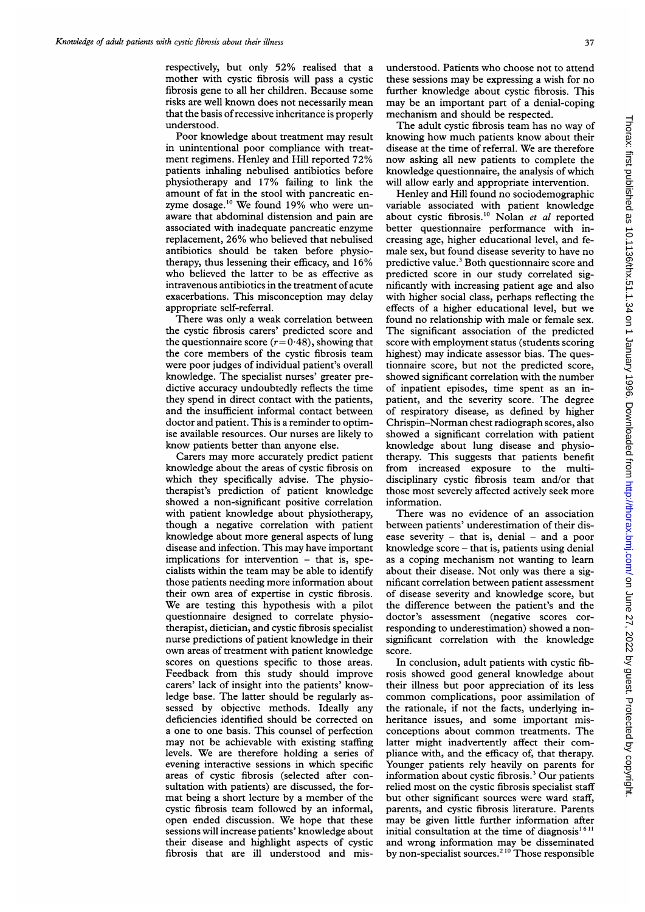respectively, but only 52% realised that a mother with cystic fibrosis will pass a cystic fibrosis gene to all her children. Because some risks are well known does not necessarily mean that the basis of recessive inheritance is properly understood.

Poor knowledge about treatment may result in unintentional poor compliance with treatment regimens. Henley and Hill reported 72% patients inhaling nebulised antibiotics before physiotherapy and 17% failing to link the amount of fat in the stool with pancreatic enzyme dosage.[10] We found 19% who were unaware that abdominal distension and pain are associated with inadequate pancreatic enzyme replacement, 26% who believed that nebulised antibiotics should be taken before physiotherapy, thus lessening their efficacy, and 16% who believed the latter to be as effective as intravenous antibiotics in the treatment of acute exacerbations. This misconception may delay appropriate self-referral.

There was only a weak correlation between the cystic fibrosis carers' predicted score and the questionnaire score ($r=0.48$), showing that the core members of the cystic fibrosis team were poor judges of individual patient's overall knowledge. The specialist nurses' greater predictive accuracy undoubtedly reflects the time they spend in direct contact with the patients, and the insufficient informal contact between doctor and patient. This is a reminder to optimise available resources. Our nurses are likely to know patients better than anyone else.

Carers may more accurately predict patient knowledge about the areas of cystic fibrosis on which they specifically advise. The physiotherapist's prediction of patient knowledge showed a non-significant positive correlation with patient knowledge about physiotherapy, though a negative correlation with patient knowledge about more general aspects of lung disease and infection. This may have important implications for intervention – that is, specialists within the team may be able to identify those patients needing more information about their own area of expertise in cystic fibrosis. We are testing this hypothesis with a pilot questionnaire designed to correlate physiotherapist, dietician, and cystic fibrosis specialist nurse predictions of patient knowledge in their own areas of treatment with patient knowledge scores on questions specific to those areas. Feedback from this study should improve carers' lack of insight into the patients' knowledge base. The latter should be regularly assessed by objective methods. Ideally any deficiencies identified should be corrected on a one to one basis. This counsel of perfection may not be achievable with existing staffing levels. We are therefore holding a series of evening interactive sessions in which specific areas of cystic fibrosis (selected after consultation with patients) are discussed, the format being a short lecture by a member of the cystic fibrosis team followed by an informal, open ended discussion. We hope that these sessions will increase patients' knowledge about their disease and highlight aspects of cystic fibrosis that are ill understood and misunderstood. Patients who choose not to attend these sessions may be expressing a wish for no further knowledge about cystic fibrosis. This may be an important part of a denial-coping mechanism and should be respected.

The adult cystic fibrosis team has no way of knowing how much patients know about their disease at the time of referral. We are therefore now asking all new patients to complete the knowledge questionnaire, the analysis of which will allow early and appropriate intervention.

Henley and Hill found no sociodemographic variable associated with patient knowledge about cystic fibrosis.[10] Nolan *et al* reported better questionnaire performance with increasing age, higher educational level, and female sex, but found disease severity to have no predictive value.[3] Both questionnaire score and predicted score in our study correlated significantly with increasing patient age and also with higher social class, perhaps reflecting the effects of a higher educational level, but we found no relationship with male or female sex. The significant association of the predicted score with employment status (students scoring highest) may indicate assessor bias. The questionnaire score, but not the predicted score, showed significant correlation with the number of inpatient episodes, time spent as an inpatient, and the severity score. The degree of respiratory disease, as defined by higher Chrispin–Norman chest radiograph scores, also showed a significant correlation with patient knowledge about lung disease and physiotherapy. This suggests that patients benefit from increased exposure to the multidisciplinary cystic fibrosis team and/or that those most severely affected actively seek more information.

There was no evidence of an association between patients' underestimation of their disease severity – that is, denial – and a poor knowledge score – that is, patients using denial as a coping mechanism not wanting to learn about their disease. Not only was there a significant correlation between patient assessment of disease severity and knowledge score, but the difference between the patient's and the doctor's assessment (negative scores corresponding to underestimation) showed a non-significant correlation with the knowledge score.

In conclusion, adult patients with cystic fibrosis showed good general knowledge about their illness but poor appreciation of its less common complications, poor assimilation of the rationale, if not the facts, underlying inheritance issues, and some important misconceptions about common treatments. The latter might inadvertently affect their compliance with, and the efficacy of, that therapy. Younger patients rely heavily on parents for information about cystic fibrosis.[3] Our patients relied most on the cystic fibrosis specialist staff but other significant sources were ward staff, parents, and cystic fibrosis literature. Parents may be given little further information after initial consultation at the time of diagnosis[1,6,11] and wrong information may be disseminated by non-specialist sources.[2,10] Those responsible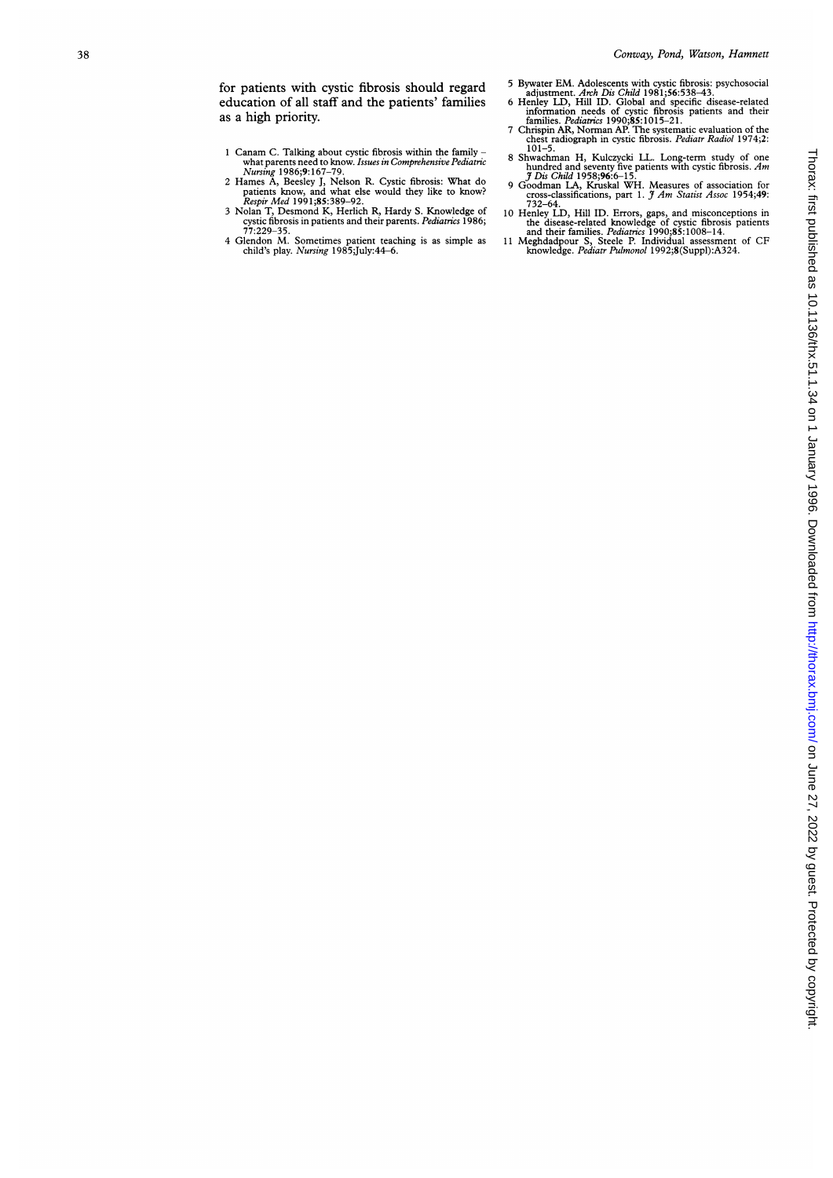for patients with cystic fibrosis should regard education of all staff and the patients' families as a high priority.

1 Canam C. Talking about cystic fibrosis within the family – what parents need to know. *Issues in Comprehensive Pediatric Nursing* 1986;**9**:167–79.
2 Hames A, Beesley J, Nelson R. Cystic fibrosis: What do patients know, and what else would they like to know? *Respir Med* 1991;**85**:389–92.
3 Nolan T, Desmond K, Herlich R, Hardy S. Knowledge of cystic fibrosis in patients and their parents. *Pediatrics* 1986; 77:229–35.
4 Glendon M. Sometimes patient teaching is as simple as child's play. *Nursing* 1985;July:44–6.
5 Bywater EM. Adolescents with cystic fibrosis: psychosocial adjustment. *Arch Dis Child* 1981;**56**:538–43.
6 Henley LD, Hill ID. Global and specific disease-related information needs of cystic fibrosis patients and their families. *Pediatrics* 1990;**85**:1015–21.
7 Chrispin AR, Norman AP. The systematic evaluation of the chest radiograph in cystic fibrosis. *Pediatr Radiol* 1974;**2**: 101–5.
8 Shwachman H, Kulczycki LL. Long-term study of one hundred and seventy five patients with cystic fibrosis. *Am J Dis Child* 1958;**96**:6–15.
9 Goodman LA, Kruskal WH. Measures of association for cross-classifications, part 1. *J Am Statist Assoc* 1954;**49**: 732–64.
10 Henley LD, Hill ID. Errors, gaps, and misconceptions in the disease-related knowledge of cystic fibrosis patients and their families. *Pediatrics* 1990;**85**:1008–14.
11 Meghdadpour S, Steele P. Individual assessment of CF knowledge. *Pediatr Pulmonol* 1992;**8**(Suppl):A324.